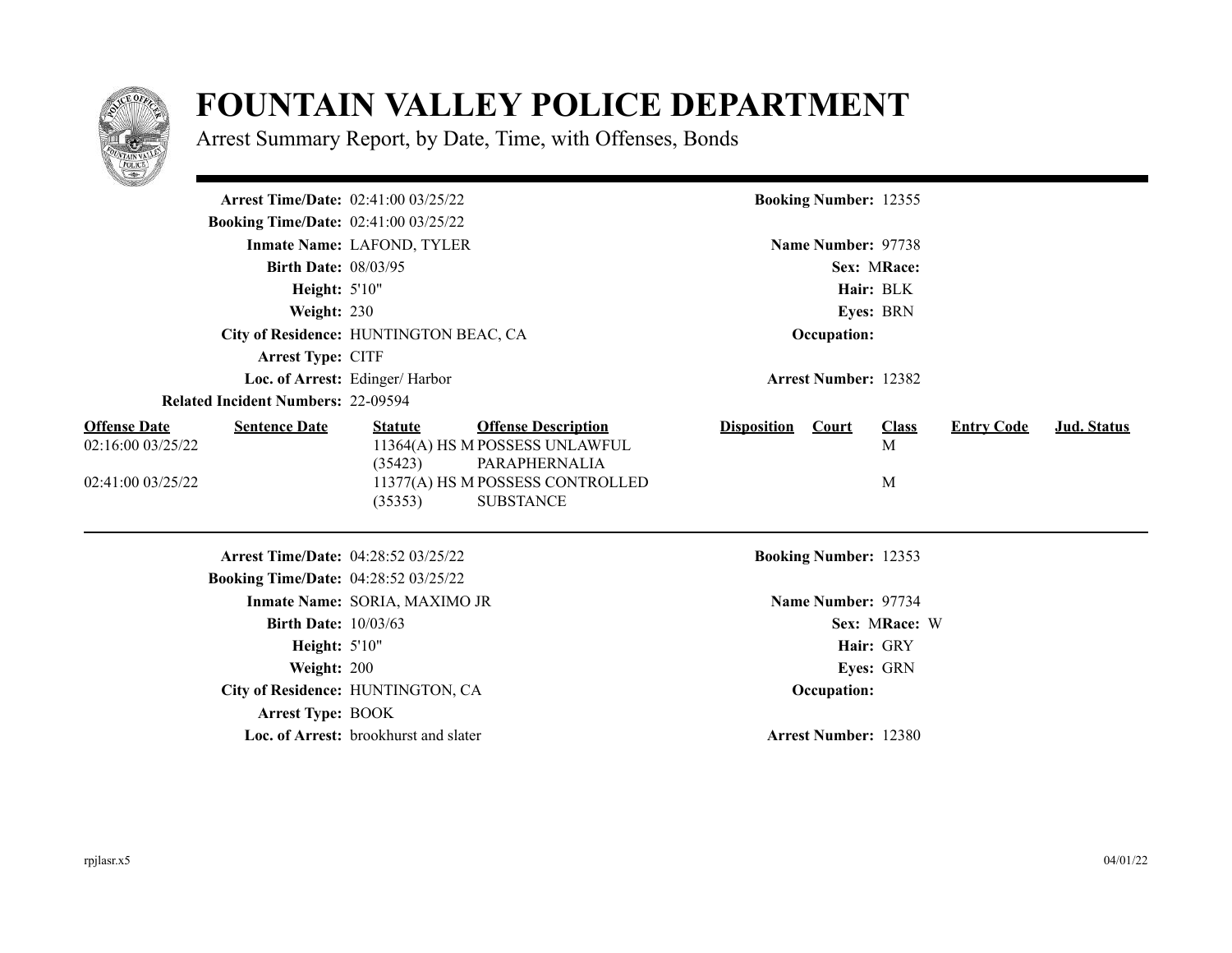# FOUNTAIN VALLEY POLICE DEPARTMENT

Arrest Summary Report, by Date, Time, with Offenses, Bonds

**Arrest Time/Date:** 02:41:00 03/25/22
**Booking Number:** 12355
**Booking Time/Date:** 02:41:00 03/25/22
**Inmate Name:** LAFOND, TYLER
**Name Number:** 97738
**Birth Date:** 08/03/95
**Sex:** M **Race:**
**Height:** 5'10"
**Hair:** BLK
**Weight:** 230
**Eyes:** BRN
**City of Residence:** HUNTINGTON BEAC, CA
**Occupation:**
**Arrest Type:** CITF
**Loc. of Arrest:** Edinger/ Harbor
**Arrest Number:** 12382
**Related Incident Numbers:** 22-09594

| Offense Date | Sentence Date | Statute | Offense Description | Disposition | Court | Class | Entry Code | Jud. Status |
|---|---|---|---|---|---|---|---|---|
| 02:16:00 03/25/22 | | 11364(A) HS M (35423) | POSSESS UNLAWFUL PARAPHERNALIA | | | M | | |
| 02:41:00 03/25/22 | | 11377(A) HS M (35353) | POSSESS CONTROLLED SUBSTANCE | | | M | | |

---

**Arrest Time/Date:** 04:28:52 03/25/22
**Booking Number:** 12353
**Booking Time/Date:** 04:28:52 03/25/22
**Inmate Name:** SORIA, MAXIMO JR
**Name Number:** 97734
**Birth Date:** 10/03/63
**Sex:** M **Race:** W
**Height:** 5'10"
**Hair:** GRY
**Weight:** 200
**Eyes:** GRN
**City of Residence:** HUNTINGTON, CA
**Occupation:**
**Arrest Type:** BOOK
**Loc. of Arrest:** brookhurst and slater
**Arrest Number:** 12380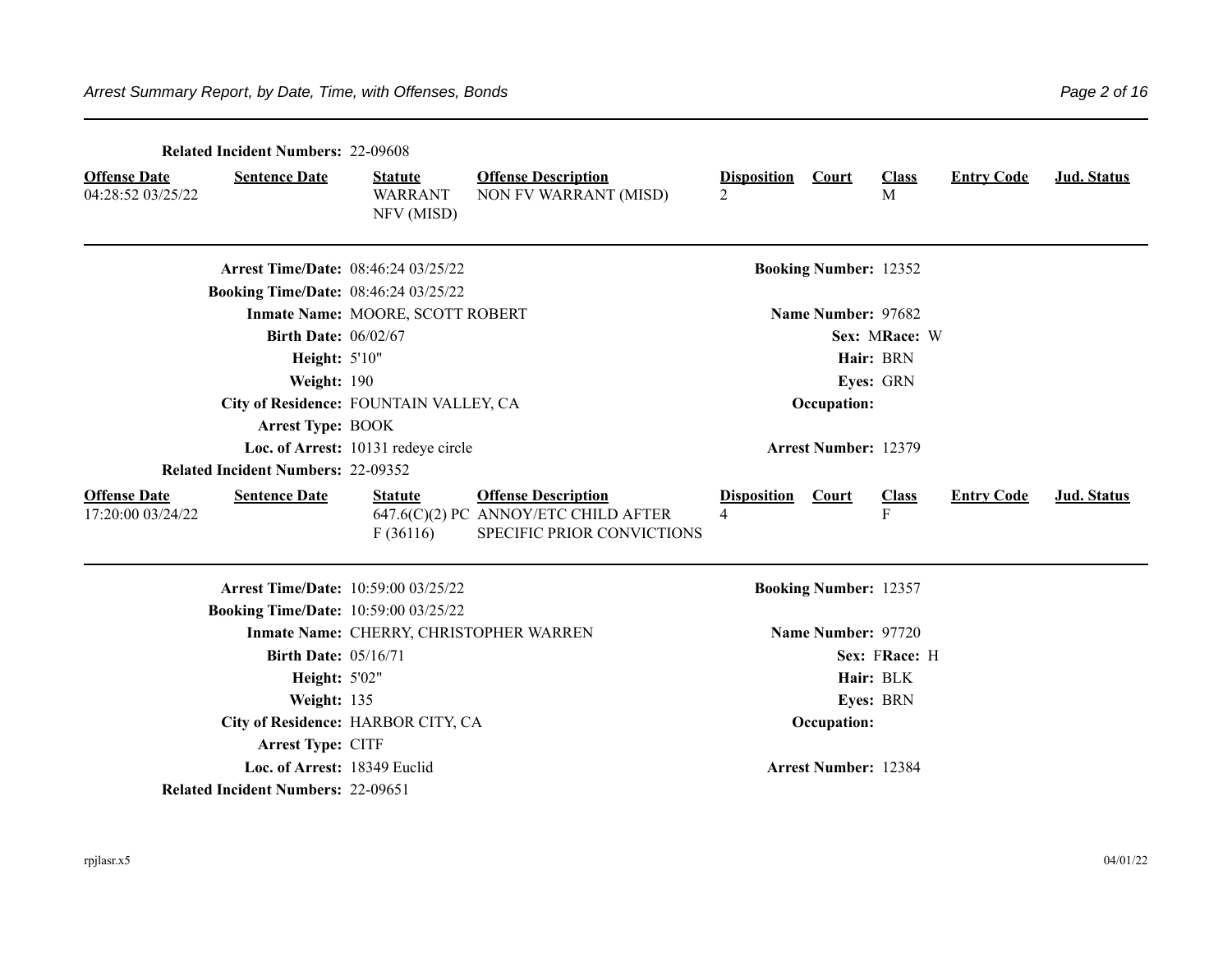**Related Incident Numbers:** 22-09608

| Offense Date | Sentence Date | Statute | Offense Description | Disposition | Court | Class | Entry Code | Jud. Status |
|---|---|---|---|---|---|---|---|---|
| 04:28:52 03/25/22 | | WARRANT NFV (MISD) | NON FV WARRANT (MISD) | 2 | | M | | |

---

**Arrest Time/Date:** 08:46:24 03/25/22 **Booking Number:** 12352
**Booking Time/Date:** 08:46:24 03/25/22
**Inmate Name:** MOORE, SCOTT ROBERT **Name Number:** 97682
**Birth Date:** 06/02/67 **Sex:** M **Race:** W
**Height:** 5'10" **Hair:** BRN
**Weight:** 190 **Eyes:** GRN
**City of Residence:** FOUNTAIN VALLEY, CA **Occupation:**
**Arrest Type:** BOOK
**Loc. of Arrest:** 10131 redeye circle **Arrest Number:** 12379
**Related Incident Numbers:** 22-09352

| Offense Date | Sentence Date | Statute | Offense Description | Disposition | Court | Class | Entry Code | Jud. Status |
|---|---|---|---|---|---|---|---|---|
| 17:20:00 03/24/22 | | 647.6(C)(2) PC F (36116) | ANNOY/ETC CHILD AFTER SPECIFIC PRIOR CONVICTIONS | 4 | | F | | |

---

**Arrest Time/Date:** 10:59:00 03/25/22 **Booking Number:** 12357
**Booking Time/Date:** 10:59:00 03/25/22
**Inmate Name:** CHERRY, CHRISTOPHER WARREN **Name Number:** 97720
**Birth Date:** 05/16/71 **Sex:** F **Race:** H
**Height:** 5'02" **Hair:** BLK
**Weight:** 135 **Eyes:** BRN
**City of Residence:** HARBOR CITY, CA **Occupation:**
**Arrest Type:** CITF
**Loc. of Arrest:** 18349 Euclid **Arrest Number:** 12384
**Related Incident Numbers:** 22-09651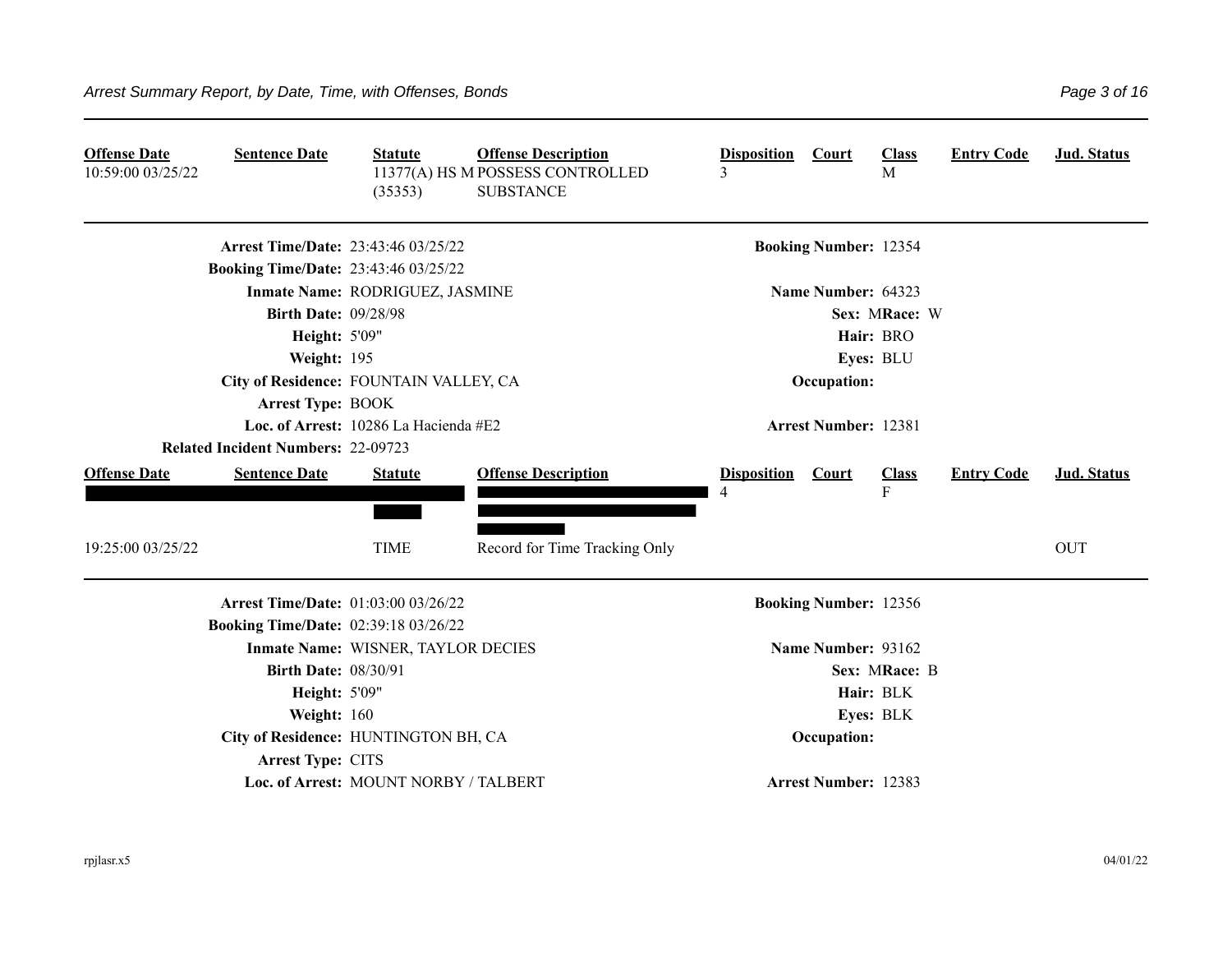| Offense Date | Sentence Date | Statute | Offense Description | Disposition | Court | Class | Entry Code | Jud. Status |
|---|---|---|---|---|---|---|---|---|
| 10:59:00 03/25/22 | | 11377(A) HS M (35353) | POSSESS CONTROLLED SUBSTANCE | 3 | | M | | |

**Arrest Time/Date:** 23:43:46 03/25/22 — **Booking Number:** 12354
**Booking Time/Date:** 23:43:46 03/25/22
**Inmate Name:** RODRIGUEZ, JASMINE — **Name Number:** 64323
**Birth Date:** 09/28/98 — **Sex:** M **Race:** W
**Height:** 5'09" — **Hair:** BRO
**Weight:** 195 — **Eyes:** BLU
**City of Residence:** FOUNTAIN VALLEY, CA — **Occupation:**
**Arrest Type:** BOOK
**Loc. of Arrest:** 10286 La Hacienda #E2 — **Arrest Number:** 12381
**Related Incident Numbers:** 22-09723

| Offense Date | Sentence Date | Statute | Offense Description | Disposition | Court | Class | Entry Code | Jud. Status |
|---|---|---|---|---|---|---|---|---|
| [REDACTED] | [REDACTED] | [REDACTED] | [REDACTED] | 4 | | F | | |
| 19:25:00 03/25/22 | | TIME | Record for Time Tracking Only | | | | | OUT |

**Arrest Time/Date:** 01:03:00 03/26/22 — **Booking Number:** 12356
**Booking Time/Date:** 02:39:18 03/26/22
**Inmate Name:** WISNER, TAYLOR DECIES — **Name Number:** 93162
**Birth Date:** 08/30/91 — **Sex:** M **Race:** B
**Height:** 5'09" — **Hair:** BLK
**Weight:** 160 — **Eyes:** BLK
**City of Residence:** HUNTINGTON BH, CA — **Occupation:**
**Arrest Type:** CITS
**Loc. of Arrest:** MOUNT NORBY / TALBERT — **Arrest Number:** 12383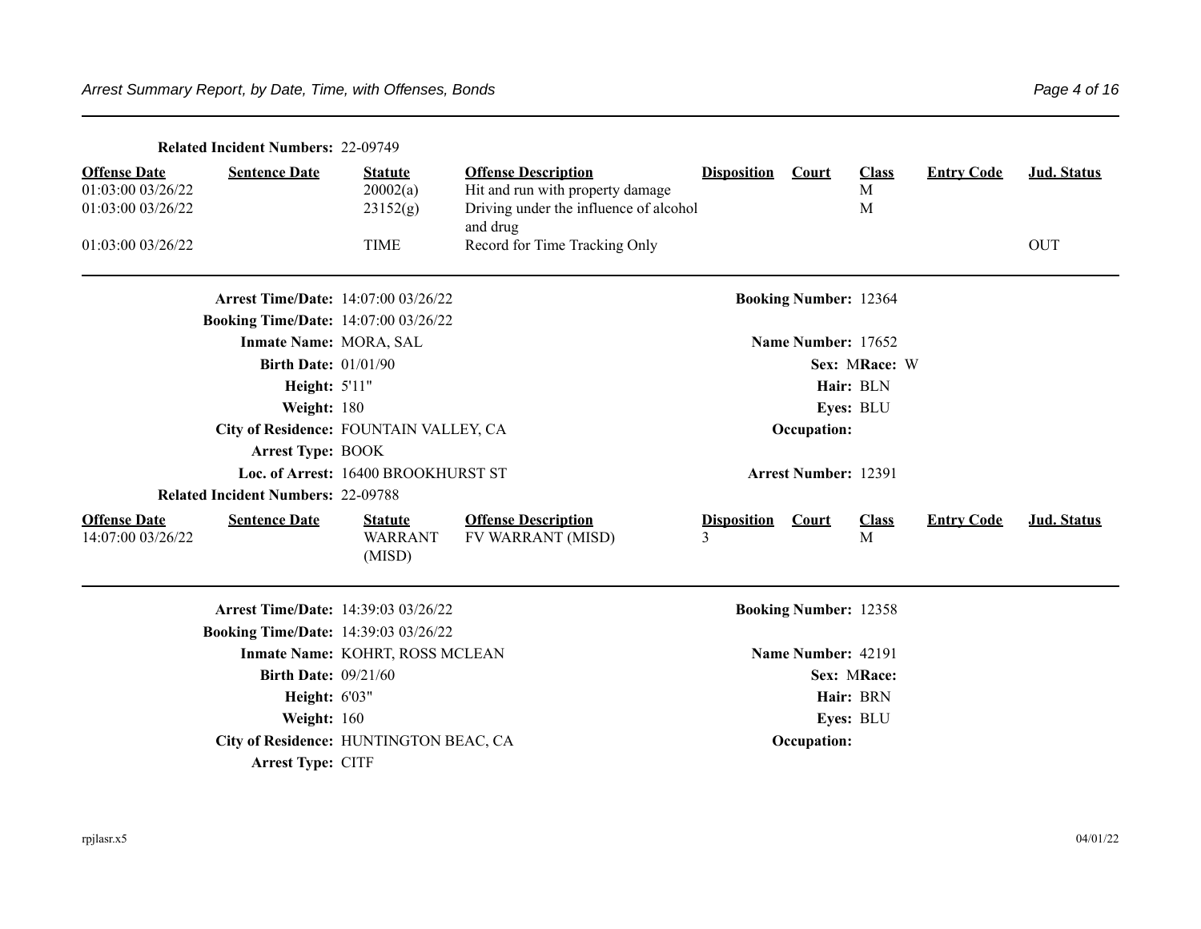**Related Incident Numbers:** 22-09749

| Offense Date | Sentence Date | Statute | Offense Description | Disposition | Court | Class | Entry Code | Jud. Status |
|---|---|---|---|---|---|---|---|---|
| 01:03:00 03/26/22 | | 20002(a) | Hit and run with property damage | | | M | | |
| 01:03:00 03/26/22 | | 23152(g) | Driving under the influence of alcohol and drug | | | M | | |
| 01:03:00 03/26/22 | | TIME | Record for Time Tracking Only | | | | | OUT |

---

**Arrest Time/Date:** 14:07:00 03/26/22
**Booking Number:** 12364
**Booking Time/Date:** 14:07:00 03/26/22
**Inmate Name:** MORA, SAL
**Name Number:** 17652
**Birth Date:** 01/01/90
**Sex:** M **Race:** W
**Height:** 5'11"
**Hair:** BLN
**Weight:** 180
**Eyes:** BLU
**City of Residence:** FOUNTAIN VALLEY, CA
**Occupation:**
**Arrest Type:** BOOK
**Loc. of Arrest:** 16400 BROOKHURST ST
**Arrest Number:** 12391
**Related Incident Numbers:** 22-09788

| Offense Date | Sentence Date | Statute | Offense Description | Disposition | Court | Class | Entry Code | Jud. Status |
|---|---|---|---|---|---|---|---|---|
| 14:07:00 03/26/22 | | WARRANT (MISD) | FV WARRANT (MISD) | 3 | | M | | |

---

**Arrest Time/Date:** 14:39:03 03/26/22
**Booking Number:** 12358
**Booking Time/Date:** 14:39:03 03/26/22
**Inmate Name:** KOHRT, ROSS MCLEAN
**Name Number:** 42191
**Birth Date:** 09/21/60
**Sex:** M **Race:**
**Height:** 6'03"
**Hair:** BRN
**Weight:** 160
**Eyes:** BLU
**City of Residence:** HUNTINGTON BEAC, CA
**Occupation:**
**Arrest Type:** CITF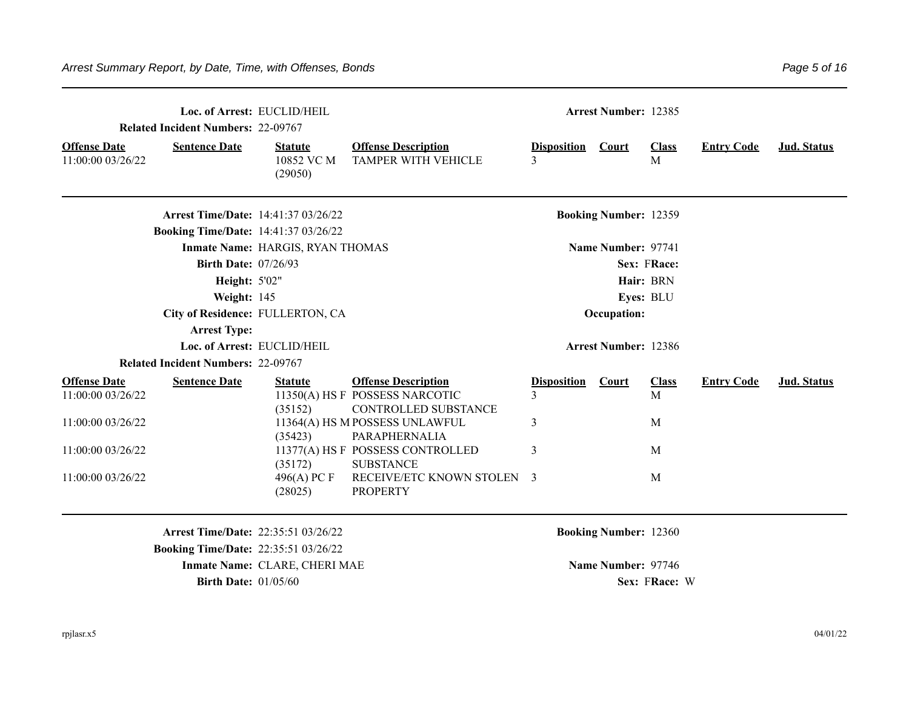**Loc. of Arrest:** EUCLID/HEIL **Arrest Number:** 12385

**Related Incident Numbers:** 22-09767

| Offense Date | Sentence Date | Statute | Offense Description | Disposition | Court | Class | Entry Code | Jud. Status |
|---|---|---|---|---|---|---|---|---|
| 11:00:00 03/26/22 | | 10852 VC M (29050) | TAMPER WITH VEHICLE | 3 | | M | | |

---

**Arrest Time/Date:** 14:41:37 03/26/22 **Booking Number:** 12359

**Booking Time/Date:** 14:41:37 03/26/22

**Inmate Name:** HARGIS, RYAN THOMAS **Name Number:** 97741

**Birth Date:** 07/26/93 **Sex:** F **Race:**

**Height:** 5'02" **Hair:** BRN

**Weight:** 145 **Eyes:** BLU

**City of Residence:** FULLERTON, CA **Occupation:**

**Arrest Type:**

**Loc. of Arrest:** EUCLID/HEIL **Arrest Number:** 12386

**Related Incident Numbers:** 22-09767

| Offense Date | Sentence Date | Statute | Offense Description | Disposition | Court | Class | Entry Code | Jud. Status |
|---|---|---|---|---|---|---|---|---|
| 11:00:00 03/26/22 | | 11350(A) HS F (35152) | POSSESS NARCOTIC CONTROLLED SUBSTANCE | 3 | | M | | |
| 11:00:00 03/26/22 | | 11364(A) HS M (35423) | POSSESS UNLAWFUL PARAPHERNALIA | 3 | | M | | |
| 11:00:00 03/26/22 | | 11377(A) HS F (35172) | POSSESS CONTROLLED SUBSTANCE | 3 | | M | | |
| 11:00:00 03/26/22 | | 496(A) PC F (28025) | RECEIVE/ETC KNOWN STOLEN PROPERTY | 3 | | M | | |

---

**Arrest Time/Date:** 22:35:51 03/26/22 **Booking Number:** 12360

**Booking Time/Date:** 22:35:51 03/26/22

**Inmate Name:** CLARE, CHERI MAE **Name Number:** 97746

**Birth Date:** 01/05/60 **Sex:** F **Race:** W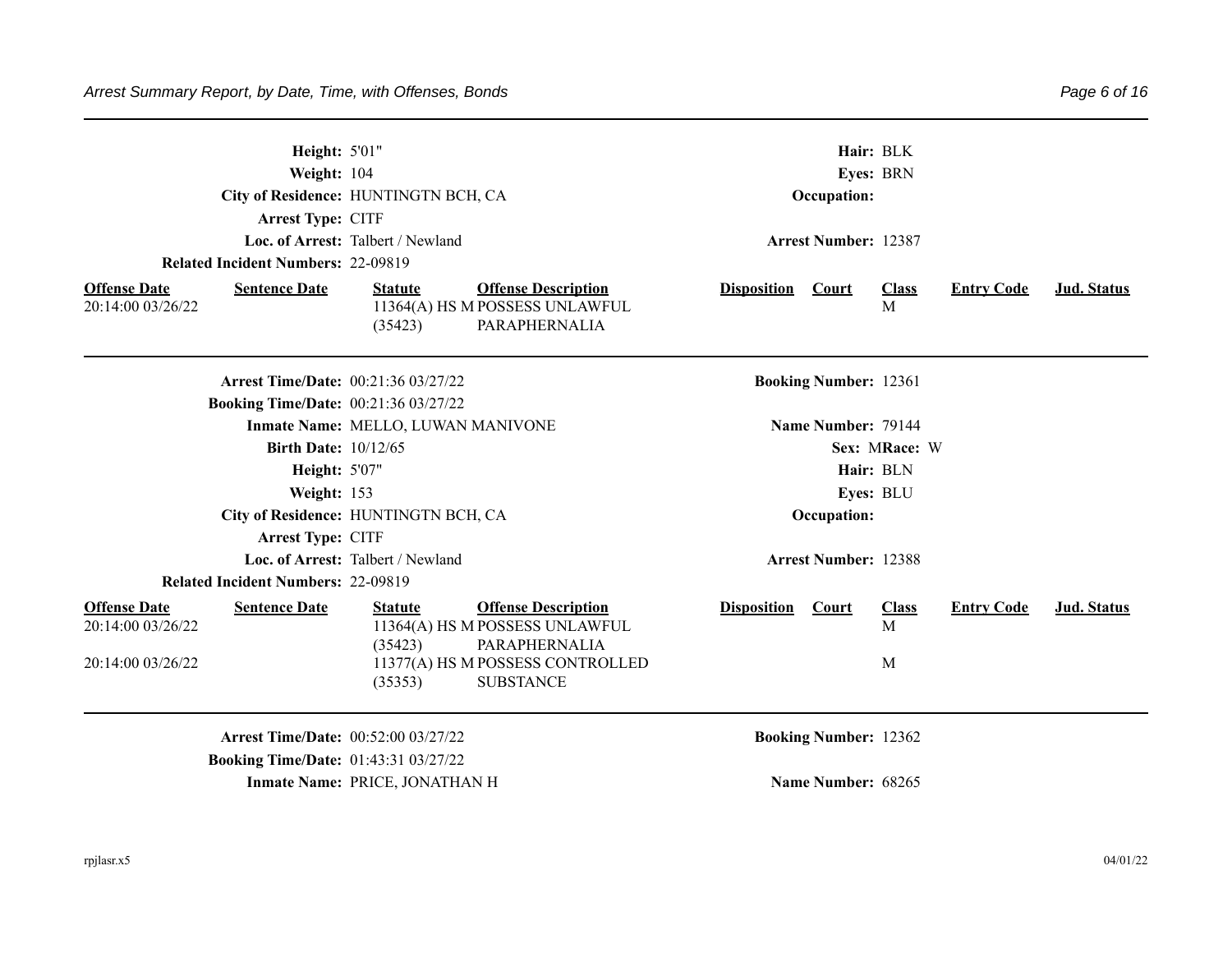**Height:** 5'01"
**Weight:** 104
**City of Residence:** HUNTINGTN BCH, CA
**Arrest Type:** CITF
**Loc. of Arrest:** Talbert / Newland
**Related Incident Numbers:** 22-09819

**Hair:** BLK
**Eyes:** BRN
**Occupation:**
**Arrest Number:** 12387

| Offense Date | Sentence Date | Statute | Offense Description | Disposition | Court | Class | Entry Code | Jud. Status |
|---|---|---|---|---|---|---|---|---|
| 20:14:00 03/26/22 | | 11364(A) HS M (35423) | POSSESS UNLAWFUL PARAPHERNALIA | | | M | | |

---

**Arrest Time/Date:** 00:21:36 03/27/22
**Booking Time/Date:** 00:21:36 03/27/22
**Inmate Name:** MELLO, LUWAN MANIVONE
**Birth Date:** 10/12/65
**Height:** 5'07"
**Weight:** 153
**City of Residence:** HUNTINGTN BCH, CA
**Arrest Type:** CITF
**Loc. of Arrest:** Talbert / Newland
**Related Incident Numbers:** 22-09819

**Booking Number:** 12361
**Name Number:** 79144
**Sex:** M **Race:** W
**Hair:** BLN
**Eyes:** BLU
**Occupation:**
**Arrest Number:** 12388

| Offense Date | Sentence Date | Statute | Offense Description | Disposition | Court | Class | Entry Code | Jud. Status |
|---|---|---|---|---|---|---|---|---|
| 20:14:00 03/26/22 | | 11364(A) HS M (35423) | POSSESS UNLAWFUL PARAPHERNALIA | | | M | | |
| 20:14:00 03/26/22 | | 11377(A) HS M (35353) | POSSESS CONTROLLED SUBSTANCE | | | M | | |

---

**Arrest Time/Date:** 00:52:00 03/27/22
**Booking Time/Date:** 01:43:31 03/27/22
**Inmate Name:** PRICE, JONATHAN H

**Booking Number:** 12362
**Name Number:** 68265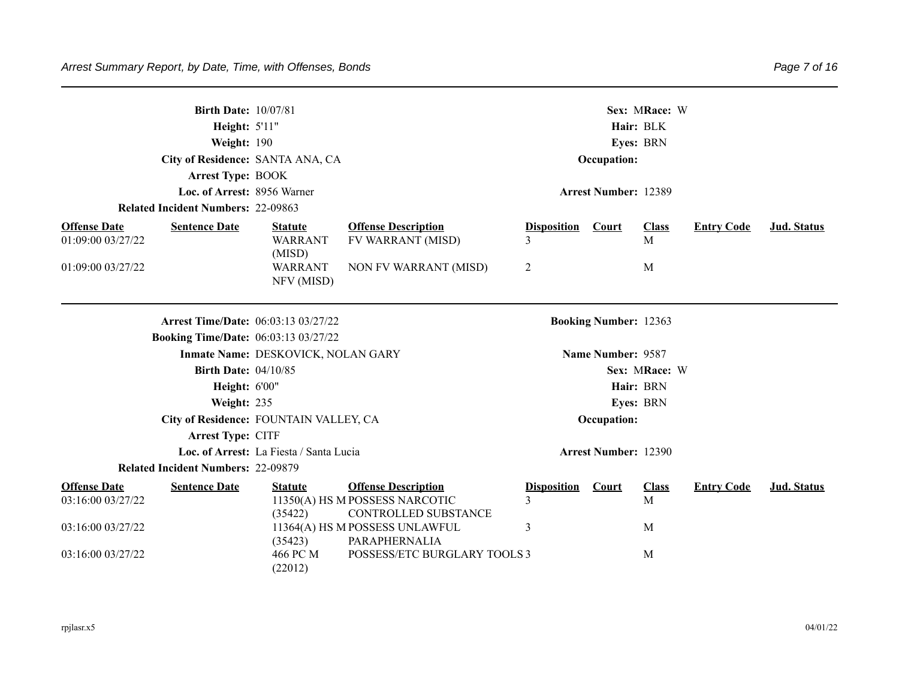**Birth Date:** 10/07/81 **Sex:** M **Race:** W
**Height:** 5'11" **Hair:** BLK
**Weight:** 190 **Eyes:** BRN
**City of Residence:** SANTA ANA, CA **Occupation:**
**Arrest Type:** BOOK
**Loc. of Arrest:** 8956 Warner **Arrest Number:** 12389
**Related Incident Numbers:** 22-09863

| Offense Date | Sentence Date | Statute | Offense Description | Disposition | Court | Class | Entry Code | Jud. Status |
|---|---|---|---|---|---|---|---|---|
| 01:09:00 03/27/22 | | WARRANT (MISD) | FV WARRANT (MISD) | 3 | | M | | |
| 01:09:00 03/27/22 | | WARRANT NFV (MISD) | NON FV WARRANT (MISD) | 2 | | M | | |

---

**Arrest Time/Date:** 06:03:13 03/27/22 **Booking Number:** 12363
**Booking Time/Date:** 06:03:13 03/27/22
**Inmate Name:** DESKOVICK, NOLAN GARY **Name Number:** 9587
**Birth Date:** 04/10/85 **Sex:** M **Race:** W
**Height:** 6'00" **Hair:** BRN
**Weight:** 235 **Eyes:** BRN
**City of Residence:** FOUNTAIN VALLEY, CA **Occupation:**
**Arrest Type:** CITF
**Loc. of Arrest:** La Fiesta / Santa Lucia **Arrest Number:** 12390
**Related Incident Numbers:** 22-09879

| Offense Date | Sentence Date | Statute | Offense Description | Disposition | Court | Class | Entry Code | Jud. Status |
|---|---|---|---|---|---|---|---|---|
| 03:16:00 03/27/22 | | 11350(A) HS M (35422) | POSSESS NARCOTIC CONTROLLED SUBSTANCE | 3 | | M | | |
| 03:16:00 03/27/22 | | 11364(A) HS M (35423) | POSSESS UNLAWFUL PARAPHERNALIA | 3 | | M | | |
| 03:16:00 03/27/22 | | 466 PC M (22012) | POSSESS/ETC BURGLARY TOOLS | 3 | | M | | |

rpjlasr.x5 04/01/22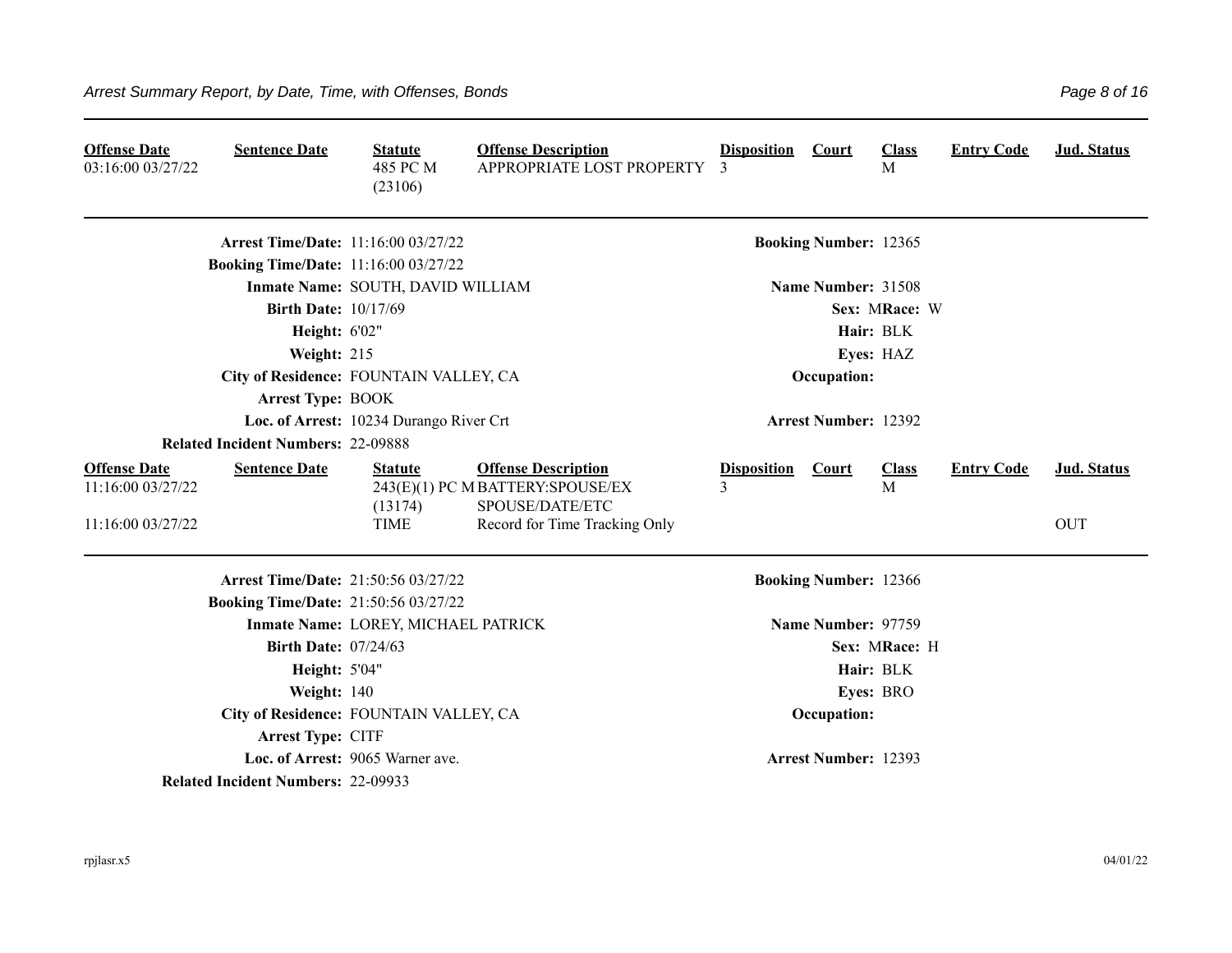| Offense Date | Sentence Date | Statute | Offense Description | Disposition | Court | Class | Entry Code | Jud. Status |
|---|---|---|---|---|---|---|---|---|
| 03:16:00 03/27/22 | | 485 PC M (23106) | APPROPRIATE LOST PROPERTY | 3 | | M | | |

**Arrest Time/Date:** 11:16:00 03/27/22
**Booking Time/Date:** 11:16:00 03/27/22
**Inmate Name:** SOUTH, DAVID WILLIAM
**Birth Date:** 10/17/69
**Height:** 6'02"
**Weight:** 215
**City of Residence:** FOUNTAIN VALLEY, CA
**Arrest Type:** BOOK
**Loc. of Arrest:** 10234 Durango River Crt
**Related Incident Numbers:** 22-09888

**Booking Number:** 12365
**Name Number:** 31508
**Sex:** M **Race:** W
**Hair:** BLK
**Eyes:** HAZ
**Occupation:**
**Arrest Number:** 12392

| Offense Date | Sentence Date | Statute | Offense Description | Disposition | Court | Class | Entry Code | Jud. Status |
|---|---|---|---|---|---|---|---|---|
| 11:16:00 03/27/22 | | 243(E)(1) PC M (13174) | BATTERY:SPOUSE/EX SPOUSE/DATE/ETC | 3 | | M | | |
| 11:16:00 03/27/22 | | TIME | Record for Time Tracking Only | | | | | OUT |

**Arrest Time/Date:** 21:50:56 03/27/22
**Booking Time/Date:** 21:50:56 03/27/22
**Inmate Name:** LOREY, MICHAEL PATRICK
**Birth Date:** 07/24/63
**Height:** 5'04"
**Weight:** 140
**City of Residence:** FOUNTAIN VALLEY, CA
**Arrest Type:** CITF
**Loc. of Arrest:** 9065 Warner ave.
**Related Incident Numbers:** 22-09933

**Booking Number:** 12366
**Name Number:** 97759
**Sex:** M **Race:** H
**Hair:** BLK
**Eyes:** BRO
**Occupation:**
**Arrest Number:** 12393

rpjlasr.x5 04/01/22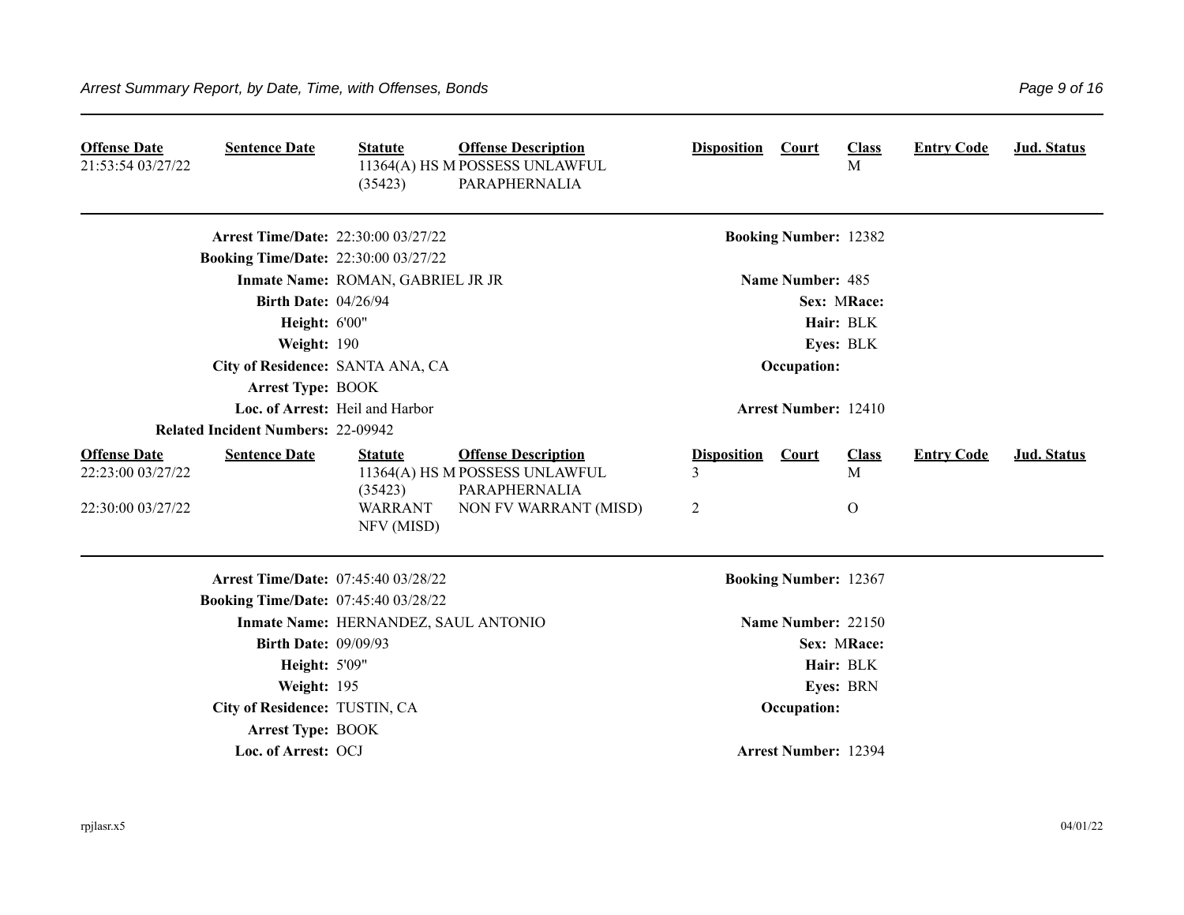| Offense Date | Sentence Date | Statute | Offense Description | Disposition | Court | Class | Entry Code | Jud. Status |
|---|---|---|---|---|---|---|---|---|
| 21:53:54 03/27/22 | | 11364(A) HS M (35423) | POSSESS UNLAWFUL PARAPHERNALIA | | | M | | |

**Arrest Time/Date:** 22:30:00 03/27/22
**Booking Number:** 12382
**Booking Time/Date:** 22:30:00 03/27/22
**Inmate Name:** ROMAN, GABRIEL JR JR
**Name Number:** 485
**Birth Date:** 04/26/94
**Sex:** M **Race:**
**Height:** 6'00"
**Hair:** BLK
**Weight:** 190
**Eyes:** BLK
**City of Residence:** SANTA ANA, CA
**Occupation:**
**Arrest Type:** BOOK
**Loc. of Arrest:** Heil and Harbor
**Arrest Number:** 12410
**Related Incident Numbers:** 22-09942

| Offense Date | Sentence Date | Statute | Offense Description | Disposition | Court | Class | Entry Code | Jud. Status |
|---|---|---|---|---|---|---|---|---|
| 22:23:00 03/27/22 | | 11364(A) HS M (35423) | POSSESS UNLAWFUL PARAPHERNALIA | 3 | | M | | |
| 22:30:00 03/27/22 | | WARRANT NFV (MISD) | NON FV WARRANT (MISD) | 2 | | O | | |

**Arrest Time/Date:** 07:45:40 03/28/22
**Booking Number:** 12367
**Booking Time/Date:** 07:45:40 03/28/22
**Inmate Name:** HERNANDEZ, SAUL ANTONIO
**Name Number:** 22150
**Birth Date:** 09/09/93
**Sex:** M **Race:**
**Height:** 5'09"
**Hair:** BLK
**Weight:** 195
**Eyes:** BRN
**City of Residence:** TUSTIN, CA
**Occupation:**
**Arrest Type:** BOOK
**Loc. of Arrest:** OCJ
**Arrest Number:** 12394

rpjlasr.x5 04/01/22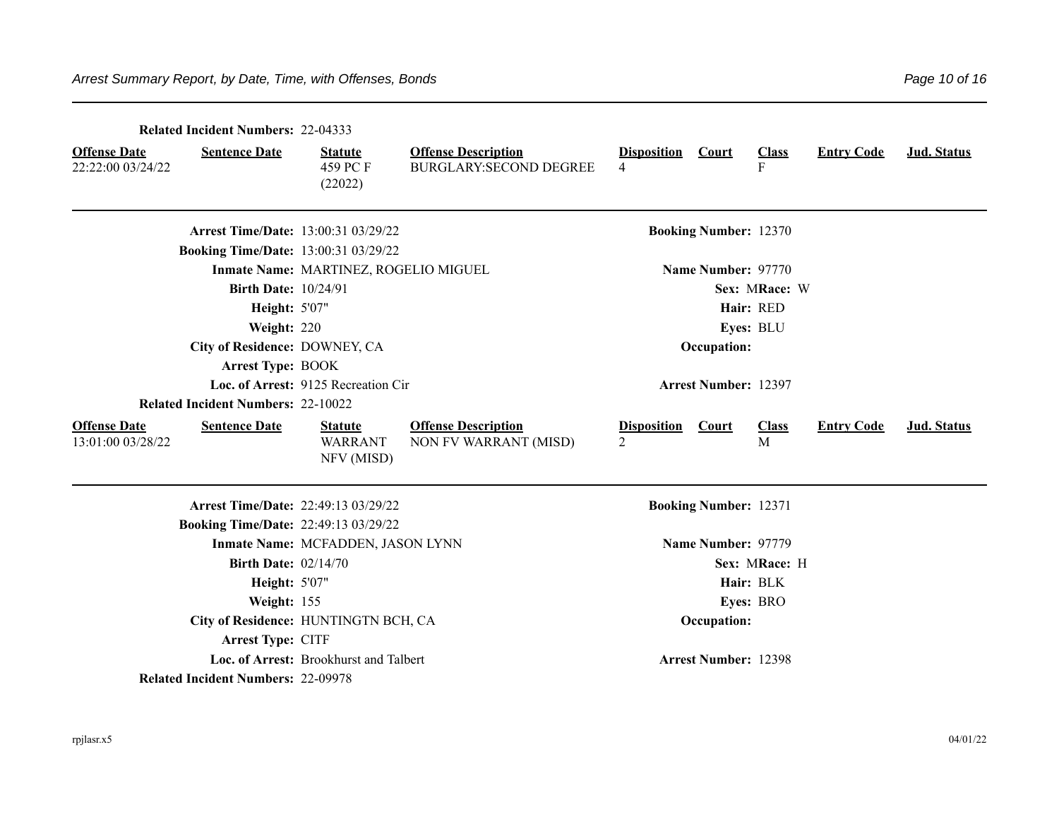**Related Incident Numbers:** 22-04333

| Offense Date | Sentence Date | Statute | Offense Description | Disposition | Court | Class | Entry Code | Jud. Status |
|---|---|---|---|---|---|---|---|---|
| 22:22:00 03/24/22 | | 459 PC F (22022) | BURGLARY:SECOND DEGREE | 4 | | F | | |

---

**Arrest Time/Date:** 13:00:31 03/29/22 **Booking Number:** 12370
**Booking Time/Date:** 13:00:31 03/29/22
**Inmate Name:** MARTINEZ, ROGELIO MIGUEL **Name Number:** 97770
**Birth Date:** 10/24/91 **Sex:** M **Race:** W
**Height:** 5'07" **Hair:** RED
**Weight:** 220 **Eyes:** BLU
**City of Residence:** DOWNEY, CA **Occupation:**
**Arrest Type:** BOOK
**Loc. of Arrest:** 9125 Recreation Cir **Arrest Number:** 12397
**Related Incident Numbers:** 22-10022

| Offense Date | Sentence Date | Statute | Offense Description | Disposition | Court | Class | Entry Code | Jud. Status |
|---|---|---|---|---|---|---|---|---|
| 13:01:00 03/28/22 | | WARRANT NFV (MISD) | NON FV WARRANT (MISD) | 2 | | M | | |

---

**Arrest Time/Date:** 22:49:13 03/29/22 **Booking Number:** 12371
**Booking Time/Date:** 22:49:13 03/29/22
**Inmate Name:** MCFADDEN, JASON LYNN **Name Number:** 97779
**Birth Date:** 02/14/70 **Sex:** M **Race:** H
**Height:** 5'07" **Hair:** BLK
**Weight:** 155 **Eyes:** BRO
**City of Residence:** HUNTINGTN BCH, CA **Occupation:**
**Arrest Type:** CITF
**Loc. of Arrest:** Brookhurst and Talbert **Arrest Number:** 12398
**Related Incident Numbers:** 22-09978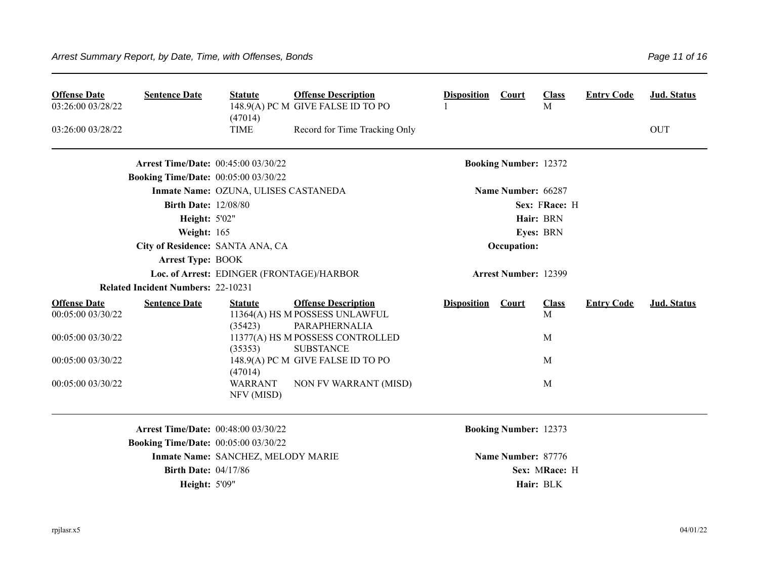| Offense Date | Sentence Date | Statute | Offense Description | Disposition | Court | Class | Entry Code | Jud. Status |
|---|---|---|---|---|---|---|---|---|
| 03:26:00 03/28/22 | | 148.9(A) PC M (47014) | GIVE FALSE ID TO PO | 1 | | M | | |
| 03:26:00 03/28/22 | | TIME | Record for Time Tracking Only | | | | | OUT |

---

**Arrest Time/Date:** 00:45:00 03/30/22 **Booking Number:** 12372
**Booking Time/Date:** 00:05:00 03/30/22
**Inmate Name:** OZUNA, ULISES CASTANEDA **Name Number:** 66287
**Birth Date:** 12/08/80 **Sex:** F **Race:** H
**Height:** 5'02" **Hair:** BRN
**Weight:** 165 **Eyes:** BRN
**City of Residence:** SANTA ANA, CA **Occupation:**
**Arrest Type:** BOOK
**Loc. of Arrest:** EDINGER (FRONTAGE)/HARBOR **Arrest Number:** 12399
**Related Incident Numbers:** 22-10231

| Offense Date | Sentence Date | Statute | Offense Description | Disposition | Court | Class | Entry Code | Jud. Status |
|---|---|---|---|---|---|---|---|---|
| 00:05:00 03/30/22 | | 11364(A) HS M (35423) | POSSESS UNLAWFUL PARAPHERNALIA | | | M | | |
| 00:05:00 03/30/22 | | 11377(A) HS M (35353) | POSSESS CONTROLLED SUBSTANCE | | | M | | |
| 00:05:00 03/30/22 | | 148.9(A) PC M (47014) | GIVE FALSE ID TO PO | | | M | | |
| 00:05:00 03/30/22 | | WARRANT NFV (MISD) | NON FV WARRANT (MISD) | | | M | | |

---

**Arrest Time/Date:** 00:48:00 03/30/22 **Booking Number:** 12373
**Booking Time/Date:** 00:05:00 03/30/22
**Inmate Name:** SANCHEZ, MELODY MARIE **Name Number:** 87776
**Birth Date:** 04/17/86 **Sex:** M **Race:** H
**Height:** 5'09" **Hair:** BLK

rpjlasr.x5 04/01/22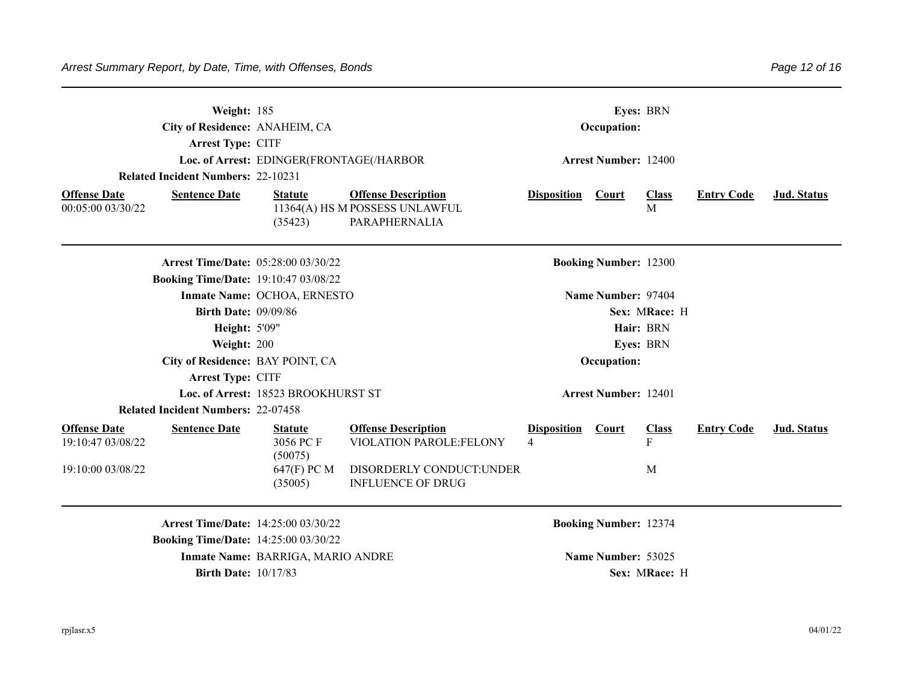**Weight:** 185 **Eyes:** BRN

**City of Residence:** ANAHEIM, CA **Occupation:**

**Arrest Type:** CITF

**Loc. of Arrest:** EDINGER(FRONTAGE(/HARBOR **Arrest Number:** 12400

**Related Incident Numbers:** 22-10231

| Offense Date | Sentence Date | Statute | Offense Description | Disposition | Court | Class | Entry Code | Jud. Status |
|---|---|---|---|---|---|---|---|---|
| 00:05:00 03/30/22 | | 11364(A) HS M (35423) | POSSESS UNLAWFUL PARAPHERNALIA | | | M | | |

---

**Arrest Time/Date:** 05:28:00 03/30/22 **Booking Number:** 12300

**Booking Time/Date:** 19:10:47 03/08/22

**Inmate Name:** OCHOA, ERNESTO **Name Number:** 97404

**Birth Date:** 09/09/86 **Sex:** M **Race:** H

**Height:** 5'09" **Hair:** BRN

**Weight:** 200 **Eyes:** BRN

**City of Residence:** BAY POINT, CA **Occupation:**

**Arrest Type:** CITF

**Loc. of Arrest:** 18523 BROOKHURST ST **Arrest Number:** 12401

**Related Incident Numbers:** 22-07458

| Offense Date | Sentence Date | Statute | Offense Description | Disposition | Court | Class | Entry Code | Jud. Status |
|---|---|---|---|---|---|---|---|---|
| 19:10:47 03/08/22 | | 3056 PC F (50075) | VIOLATION PAROLE:FELONY | 4 | | F | | |
| 19:10:00 03/08/22 | | 647(F) PC M (35005) | DISORDERLY CONDUCT:UNDER INFLUENCE OF DRUG | | | M | | |

---

**Arrest Time/Date:** 14:25:00 03/30/22 **Booking Number:** 12374

**Booking Time/Date:** 14:25:00 03/30/22

**Inmate Name:** BARRIGA, MARIO ANDRE **Name Number:** 53025

**Birth Date:** 10/17/83 **Sex:** M **Race:** H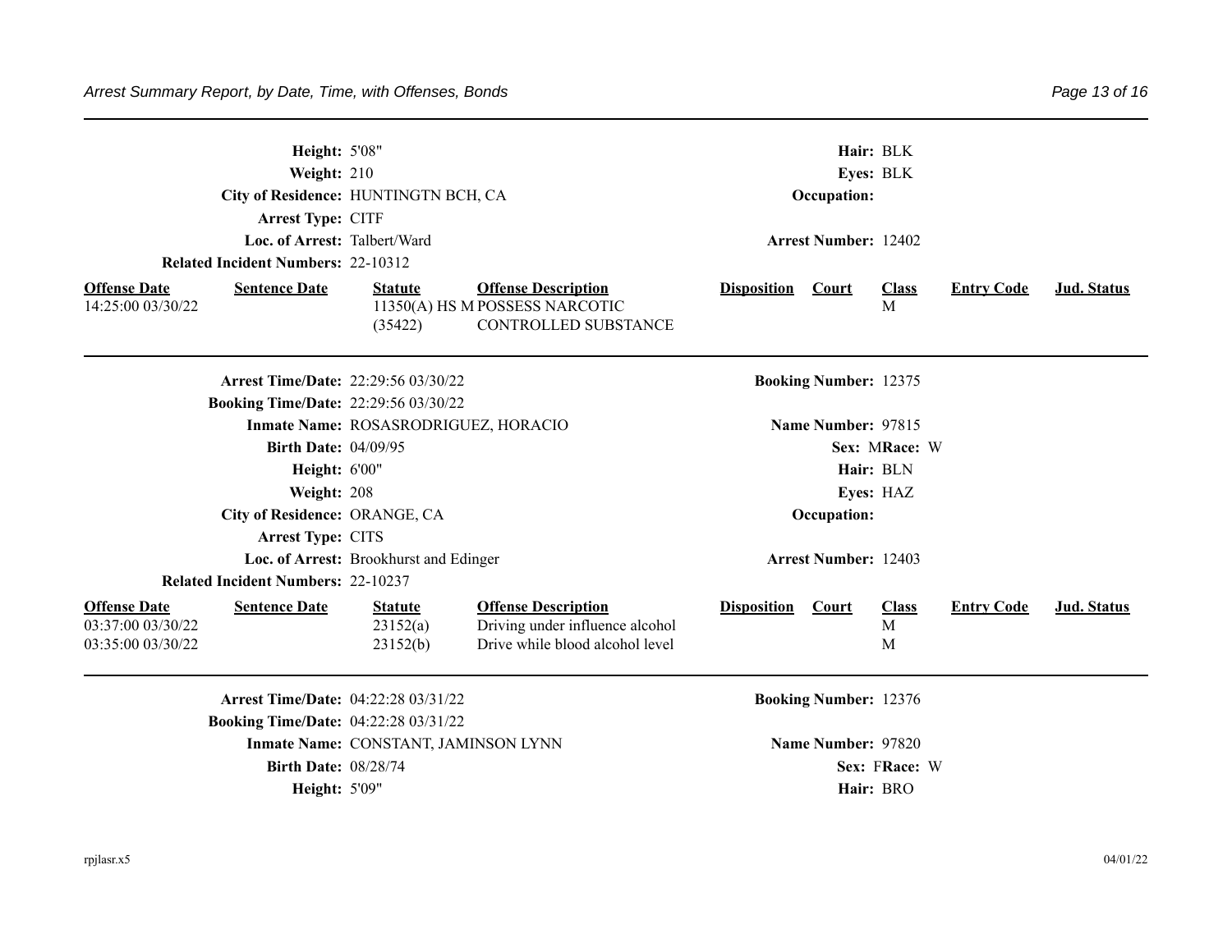**Height:** 5'08"
**Hair:** BLK
**Weight:** 210
**Eyes:** BLK
**City of Residence:** HUNTINGTN BCH, CA
**Occupation:**
**Arrest Type:** CITF
**Loc. of Arrest:** Talbert/Ward
**Arrest Number:** 12402
**Related Incident Numbers:** 22-10312

| Offense Date | Sentence Date | Statute | Offense Description | Disposition | Court | Class | Entry Code | Jud. Status |
|---|---|---|---|---|---|---|---|---|
| 14:25:00 03/30/22 | | 11350(A) HS M (35422) | POSSESS NARCOTIC CONTROLLED SUBSTANCE | | | M | | |

---

**Arrest Time/Date:** 22:29:56 03/30/22
**Booking Number:** 12375
**Booking Time/Date:** 22:29:56 03/30/22
**Inmate Name:** ROSASRODRIGUEZ, HORACIO
**Name Number:** 97815
**Birth Date:** 04/09/95
**Sex:** M **Race:** W
**Height:** 6'00"
**Hair:** BLN
**Weight:** 208
**Eyes:** HAZ
**City of Residence:** ORANGE, CA
**Occupation:**
**Arrest Type:** CITS
**Loc. of Arrest:** Brookhurst and Edinger
**Arrest Number:** 12403
**Related Incident Numbers:** 22-10237

| Offense Date | Sentence Date | Statute | Offense Description | Disposition | Court | Class | Entry Code | Jud. Status |
|---|---|---|---|---|---|---|---|---|
| 03:37:00 03/30/22 | | 23152(a) | Driving under influence alcohol | | | M | | |
| 03:35:00 03/30/22 | | 23152(b) | Drive while blood alcohol level | | | M | | |

---

**Arrest Time/Date:** 04:22:28 03/31/22
**Booking Number:** 12376
**Booking Time/Date:** 04:22:28 03/31/22
**Inmate Name:** CONSTANT, JAMINSON LYNN
**Name Number:** 97820
**Birth Date:** 08/28/74
**Sex:** F **Race:** W
**Height:** 5'09"
**Hair:** BRO

rpjlasr.x5

04/01/22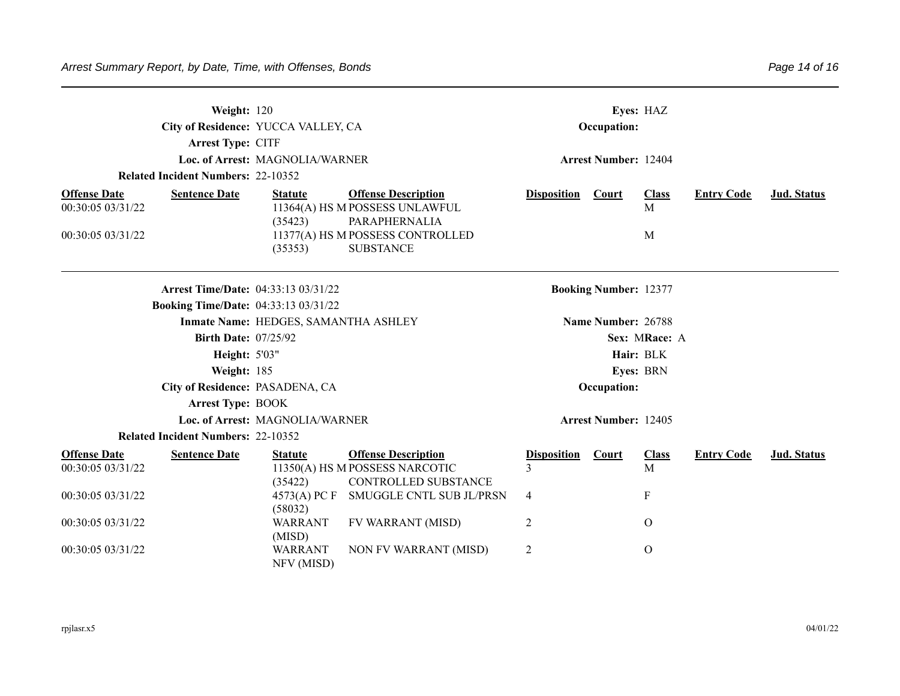**Weight:** 120 | **Eyes:** HAZ

**City of Residence:** YUCCA VALLEY, CA | **Occupation:**

**Arrest Type:** CITF

**Loc. of Arrest:** MAGNOLIA/WARNER | **Arrest Number:** 12404

**Related Incident Numbers:** 22-10352

| Offense Date | Sentence Date | Statute | Offense Description | Disposition | Court | Class | Entry Code | Jud. Status |
|---|---|---|---|---|---|---|---|---|
| 00:30:05 03/31/22 | | 11364(A) HS M (35423) | POSSESS UNLAWFUL PARAPHERNALIA | | | M | | |
| 00:30:05 03/31/22 | | 11377(A) HS M (35353) | POSSESS CONTROLLED SUBSTANCE | | | M | | |

---

**Arrest Time/Date:** 04:33:13 03/31/22 | **Booking Number:** 12377

**Booking Time/Date:** 04:33:13 03/31/22

**Inmate Name:** HEDGES, SAMANTHA ASHLEY | **Name Number:** 26788

**Birth Date:** 07/25/92 | **Sex:** M **Race:** A

**Height:** 5'03" | **Hair:** BLK

**Weight:** 185 | **Eyes:** BRN

**City of Residence:** PASADENA, CA | **Occupation:**

**Arrest Type:** BOOK

**Loc. of Arrest:** MAGNOLIA/WARNER | **Arrest Number:** 12405

**Related Incident Numbers:** 22-10352

| Offense Date | Sentence Date | Statute | Offense Description | Disposition | Court | Class | Entry Code | Jud. Status |
|---|---|---|---|---|---|---|---|---|
| 00:30:05 03/31/22 | | 11350(A) HS M (35422) | POSSESS NARCOTIC CONTROLLED SUBSTANCE | 3 | | M | | |
| 00:30:05 03/31/22 | | 4573(A) PC F (58032) | SMUGGLE CNTL SUB JL/PRSN | 4 | | F | | |
| 00:30:05 03/31/22 | | WARRANT (MISD) | FV WARRANT (MISD) | 2 | | O | | |
| 00:30:05 03/31/22 | | WARRANT NFV (MISD) | NON FV WARRANT (MISD) | 2 | | O | | |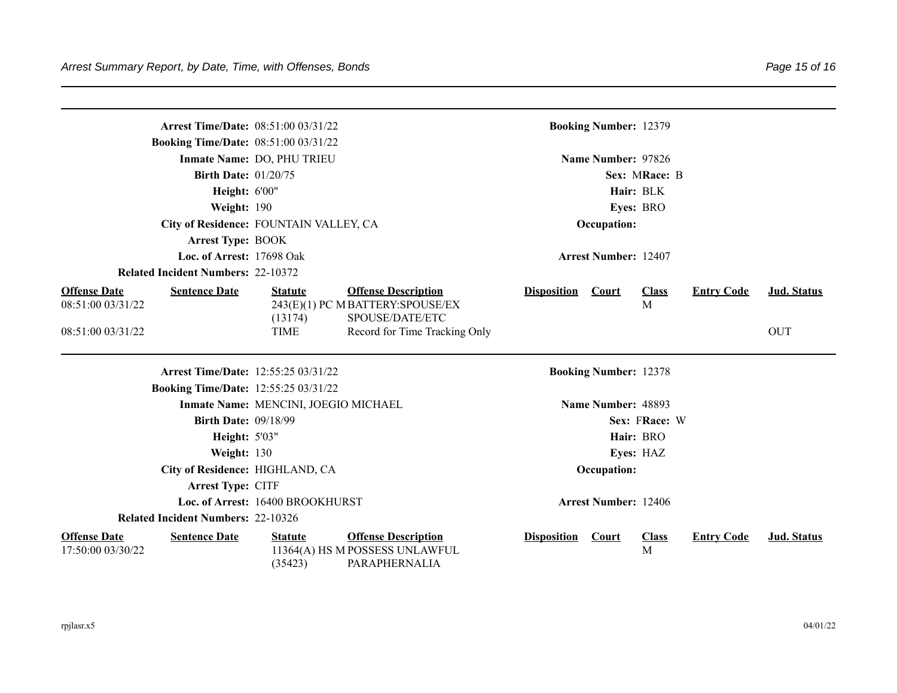**Arrest Time/Date:** 08:51:00 03/31/22
**Booking Time/Date:** 08:51:00 03/31/22
**Inmate Name:** DO, PHU TRIEU
**Birth Date:** 01/20/75
**Height:** 6'00"
**Weight:** 190
**City of Residence:** FOUNTAIN VALLEY, CA
**Arrest Type:** BOOK
**Loc. of Arrest:** 17698 Oak
**Related Incident Numbers:** 22-10372

**Booking Number:** 12379
**Name Number:** 97826
**Sex:** M **Race:** B
**Hair:** BLK
**Eyes:** BRO
**Occupation:**
**Arrest Number:** 12407

| Offense Date | Sentence Date | Statute | Offense Description | Disposition | Court | Class | Entry Code | Jud. Status |
|---|---|---|---|---|---|---|---|---|
| 08:51:00 03/31/22 | | 243(E)(1) PC M (13174) | BATTERY:SPOUSE/EX SPOUSE/DATE/ETC | | | M | | |
| 08:51:00 03/31/22 | | TIME | Record for Time Tracking Only | | | | | OUT |

---

**Arrest Time/Date:** 12:55:25 03/31/22
**Booking Time/Date:** 12:55:25 03/31/22
**Inmate Name:** MENCINI, JOEGIO MICHAEL
**Birth Date:** 09/18/99
**Height:** 5'03"
**Weight:** 130
**City of Residence:** HIGHLAND, CA
**Arrest Type:** CITF
**Loc. of Arrest:** 16400 BROOKHURST
**Related Incident Numbers:** 22-10326

**Booking Number:** 12378
**Name Number:** 48893
**Sex:** F **Race:** W
**Hair:** BRO
**Eyes:** HAZ
**Occupation:**
**Arrest Number:** 12406

| Offense Date | Sentence Date | Statute | Offense Description | Disposition | Court | Class | Entry Code | Jud. Status |
|---|---|---|---|---|---|---|---|---|
| 17:50:00 03/30/22 | | 11364(A) HS M (35423) | POSSESS UNLAWFUL PARAPHERNALIA | | | M | | |

rpjlasr.x5 04/01/22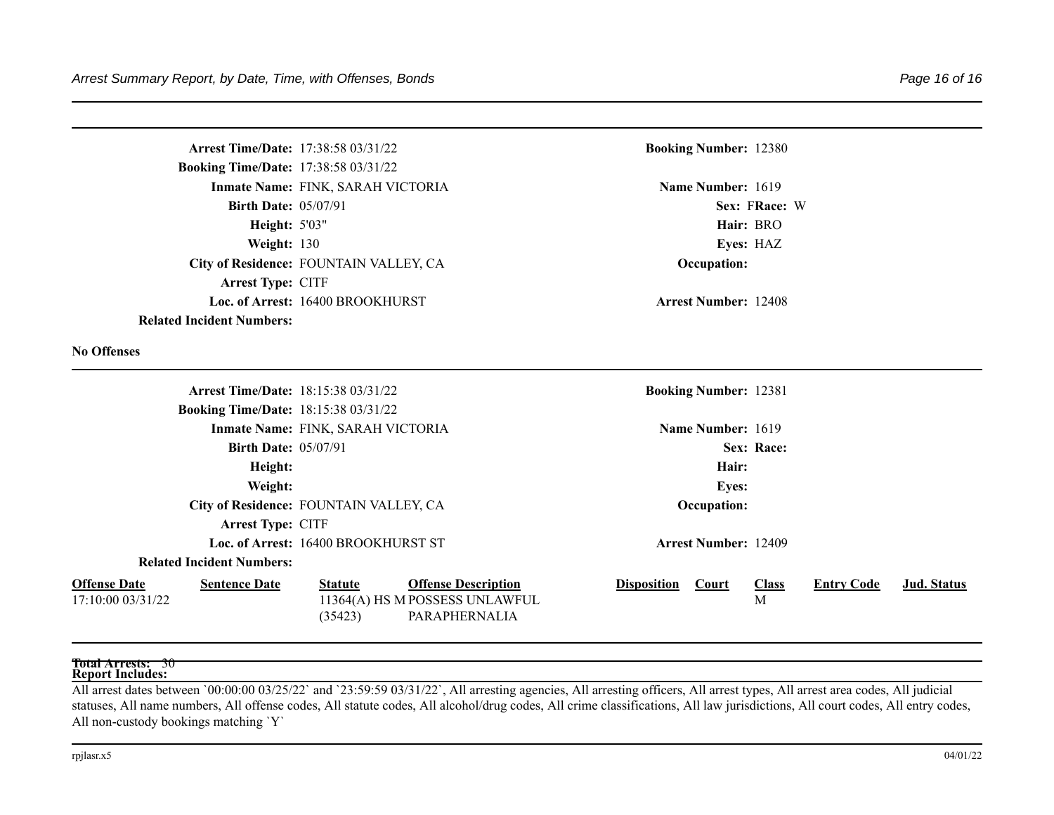**Arrest Time/Date:** 17:38:58 03/31/22
**Booking Number:** 12380
**Booking Time/Date:** 17:38:58 03/31/22
**Inmate Name:** FINK, SARAH VICTORIA
**Name Number:** 1619
**Birth Date:** 05/07/91
**Sex:** F **Race:** W
**Height:** 5'03"
**Hair:** BRO
**Weight:** 130
**Eyes:** HAZ
**City of Residence:** FOUNTAIN VALLEY, CA
**Occupation:**
**Arrest Type:** CITF
**Loc. of Arrest:** 16400 BROOKHURST
**Arrest Number:** 12408
**Related Incident Numbers:**

**No Offenses**

---

**Arrest Time/Date:** 18:15:38 03/31/22
**Booking Number:** 12381
**Booking Time/Date:** 18:15:38 03/31/22
**Inmate Name:** FINK, SARAH VICTORIA
**Name Number:** 1619
**Birth Date:** 05/07/91
**Sex:** **Race:**
**Height:**
**Hair:**
**Weight:**
**Eyes:**
**City of Residence:** FOUNTAIN VALLEY, CA
**Occupation:**
**Arrest Type:** CITF
**Loc. of Arrest:** 16400 BROOKHURST ST
**Arrest Number:** 12409
**Related Incident Numbers:**

| Offense Date | Sentence Date | Statute | Offense Description | Disposition | Court | Class | Entry Code | Jud. Status |
| --- | --- | --- | --- | --- | --- | --- | --- | --- |
| 17:10:00 03/31/22 | | 11364(A) HS M (35423) | POSSESS UNLAWFUL PARAPHERNALIA | | | M | | |

---

**Total Arrests:** 30

**Report Includes:**

All arrest dates between `00:00:00 03/25/22` and `23:59:59 03/31/22`, All arresting agencies, All arresting officers, All arrest types, All arrest area codes, All judicial statuses, All name numbers, All offense codes, All statute codes, All alcohol/drug codes, All crime classifications, All law jurisdictions, All court codes, All entry codes, All non-custody bookings matching `Y`